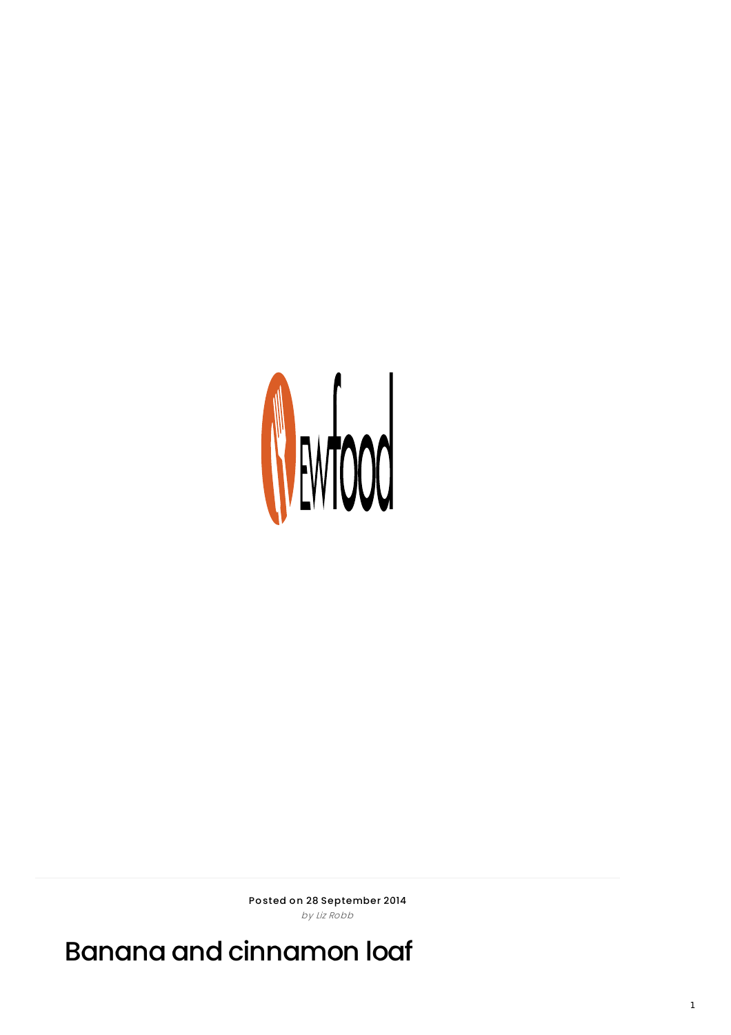Posted on 28 September 2014

*by Liz Robb*

# Banana and cinnamon loaf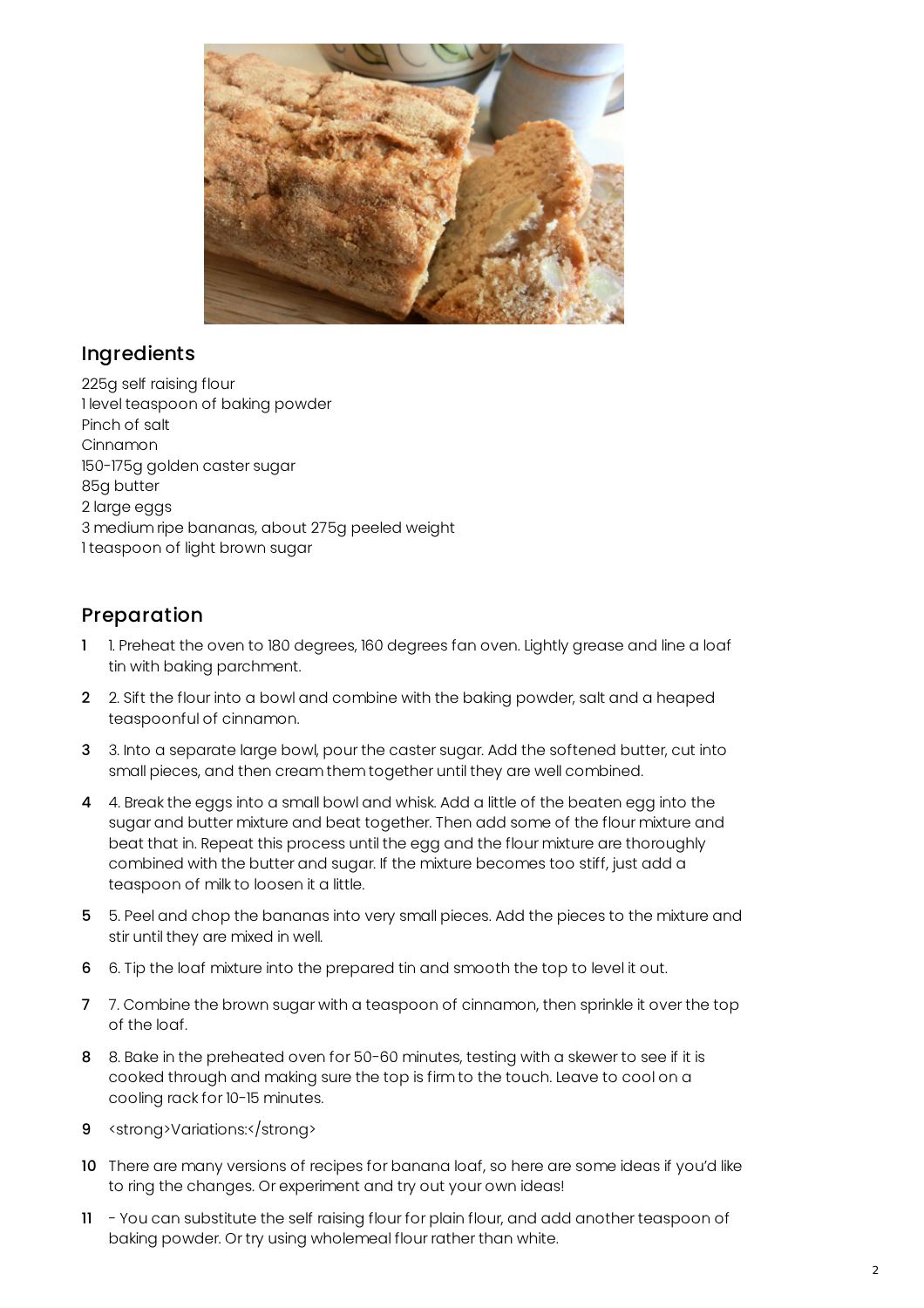## Ingredients

225g self raising flour
1 level teaspoon of baking powder
Pinch of salt
Cinnamon
150-175g golden caster sugar
85g butter
2 large eggs
3 medium ripe bananas, about 275g peeled weight
1 teaspoon of light brown sugar

## Preparation

1. 1. Preheat the oven to 180 degrees, 160 degrees fan oven. Lightly grease and line a loaf tin with baking parchment.
2. 2. Sift the flour into a bowl and combine with the baking powder, salt and a heaped teaspoonful of cinnamon.
3. 3. Into a separate large bowl, pour the caster sugar. Add the softened butter, cut into small pieces, and then cream them together until they are well combined.
4. 4. Break the eggs into a small bowl and whisk. Add a little of the beaten egg into the sugar and butter mixture and beat together. Then add some of the flour mixture and beat that in. Repeat this process until the egg and the flour mixture are thoroughly combined with the butter and sugar. If the mixture becomes too stiff, just add a teaspoon of milk to loosen it a little.
5. 5. Peel and chop the bananas into very small pieces. Add the pieces to the mixture and stir until they are mixed in well.
6. 6. Tip the loaf mixture into the prepared tin and smooth the top to level it out.
7. 7. Combine the brown sugar with a teaspoon of cinnamon, then sprinkle it over the top of the loaf.
8. 8. Bake in the preheated oven for 50-60 minutes, testing with a skewer to see if it is cooked through and making sure the top is firm to the touch. Leave to cool on a cooling rack for 10-15 minutes.
9. <strong>Variations:</strong>
10. There are many versions of recipes for banana loaf, so here are some ideas if you'd like to ring the changes. Or experiment and try out your own ideas!
11. - You can substitute the self raising flour for plain flour, and add another teaspoon of baking powder. Or try using wholemeal flour rather than white.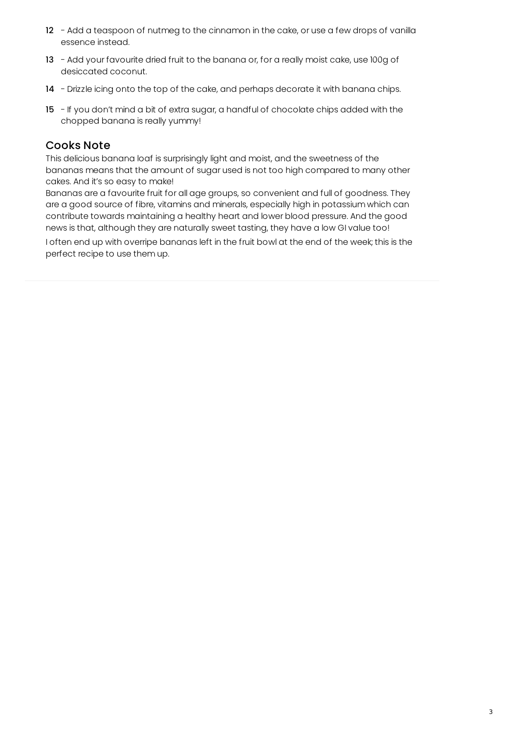12 - Add a teaspoon of nutmeg to the cinnamon in the cake, or use a few drops of vanilla essence instead.

13 - Add your favourite dried fruit to the banana or, for a really moist cake, use 100g of desiccated coconut.

14 - Drizzle icing onto the top of the cake, and perhaps decorate it with banana chips.

15 - If you don't mind a bit of extra sugar, a handful of chocolate chips added with the chopped banana is really yummy!

## Cooks Note

This delicious banana loaf is surprisingly light and moist, and the sweetness of the bananas means that the amount of sugar used is not too high compared to many other cakes. And it's so easy to make!

Bananas are a favourite fruit for all age groups, so convenient and full of goodness. They are a good source of fibre, vitamins and minerals, especially high in potassium which can contribute towards maintaining a healthy heart and lower blood pressure. And the good news is that, although they are naturally sweet tasting, they have a low GI value too!

I often end up with overripe bananas left in the fruit bowl at the end of the week; this is the perfect recipe to use them up.